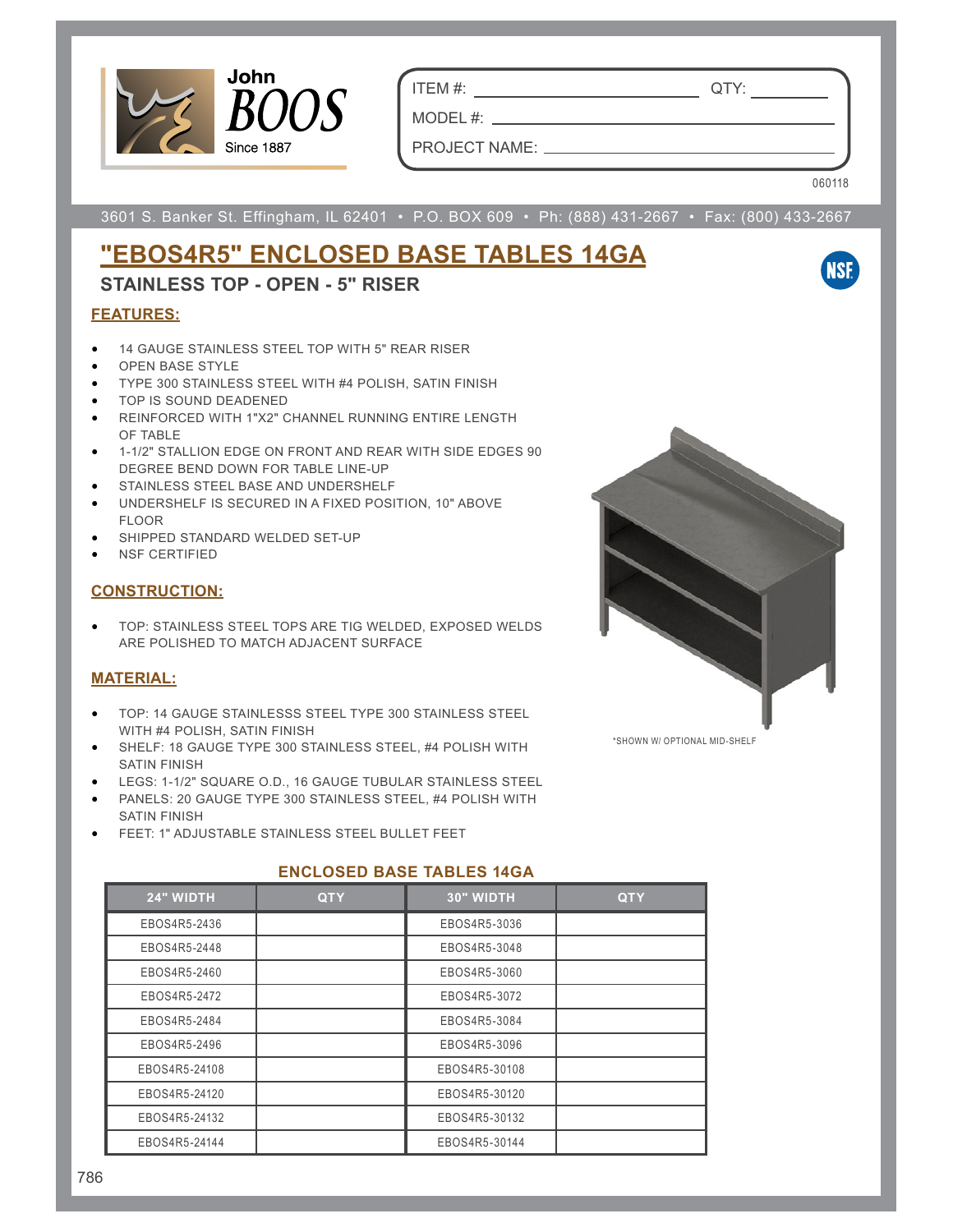John BOOS
Since 1887

ITEM #: ______________________ QTY: __________

MODEL #: ______________________________________

PROJECT NAME: _________________________________

060118

3601 S. Banker St. Effingham, IL 62401 • P.O. BOX 609 • Ph: (888) 431-2667 • Fax: (800) 433-2667

# "EBOS4R5" ENCLOSED BASE TABLES 14GA

## STAINLESS TOP - OPEN - 5" RISER

NSF

### FEATURES:

- 14 GAUGE STAINLESS STEEL TOP WITH 5" REAR RISER
- OPEN BASE STYLE
- TYPE 300 STAINLESS STEEL WITH #4 POLISH, SATIN FINISH
- TOP IS SOUND DEADENED
- REINFORCED WITH 1"X2" CHANNEL RUNNING ENTIRE LENGTH OF TABLE
- 1-1/2" STALLION EDGE ON FRONT AND REAR WITH SIDE EDGES 90 DEGREE BEND DOWN FOR TABLE LINE-UP
- STAINLESS STEEL BASE AND UNDERSHELF
- UNDERSHELF IS SECURED IN A FIXED POSITION, 10" ABOVE FLOOR
- SHIPPED STANDARD WELDED SET-UP
- NSF CERTIFIED

### CONSTRUCTION:

- TOP: STAINLESS STEEL TOPS ARE TIG WELDED, EXPOSED WELDS ARE POLISHED TO MATCH ADJACENT SURFACE

### MATERIAL:

- TOP: 14 GAUGE STAINLESSS STEEL TYPE 300 STAINLESS STEEL WITH #4 POLISH, SATIN FINISH
- SHELF: 18 GAUGE TYPE 300 STAINLESS STEEL, #4 POLISH WITH SATIN FINISH
- LEGS: 1-1/2" SQUARE O.D., 16 GAUGE TUBULAR STAINLESS STEEL
- PANELS: 20 GAUGE TYPE 300 STAINLESS STEEL, #4 POLISH WITH SATIN FINISH
- FEET: 1" ADJUSTABLE STAINLESS STEEL BULLET FEET

*SHOWN W/ OPTIONAL MID-SHELF

### ENCLOSED BASE TABLES 14GA

| 24" WIDTH | QTY | 30" WIDTH | QTY |
|---|---|---|---|
| EBOS4R5-2436 | | EBOS4R5-3036 | |
| EBOS4R5-2448 | | EBOS4R5-3048 | |
| EBOS4R5-2460 | | EBOS4R5-3060 | |
| EBOS4R5-2472 | | EBOS4R5-3072 | |
| EBOS4R5-2484 | | EBOS4R5-3084 | |
| EBOS4R5-2496 | | EBOS4R5-3096 | |
| EBOS4R5-24108 | | EBOS4R5-30108 | |
| EBOS4R5-24120 | | EBOS4R5-30120 | |
| EBOS4R5-24132 | | EBOS4R5-30132 | |
| EBOS4R5-24144 | | EBOS4R5-30144 | |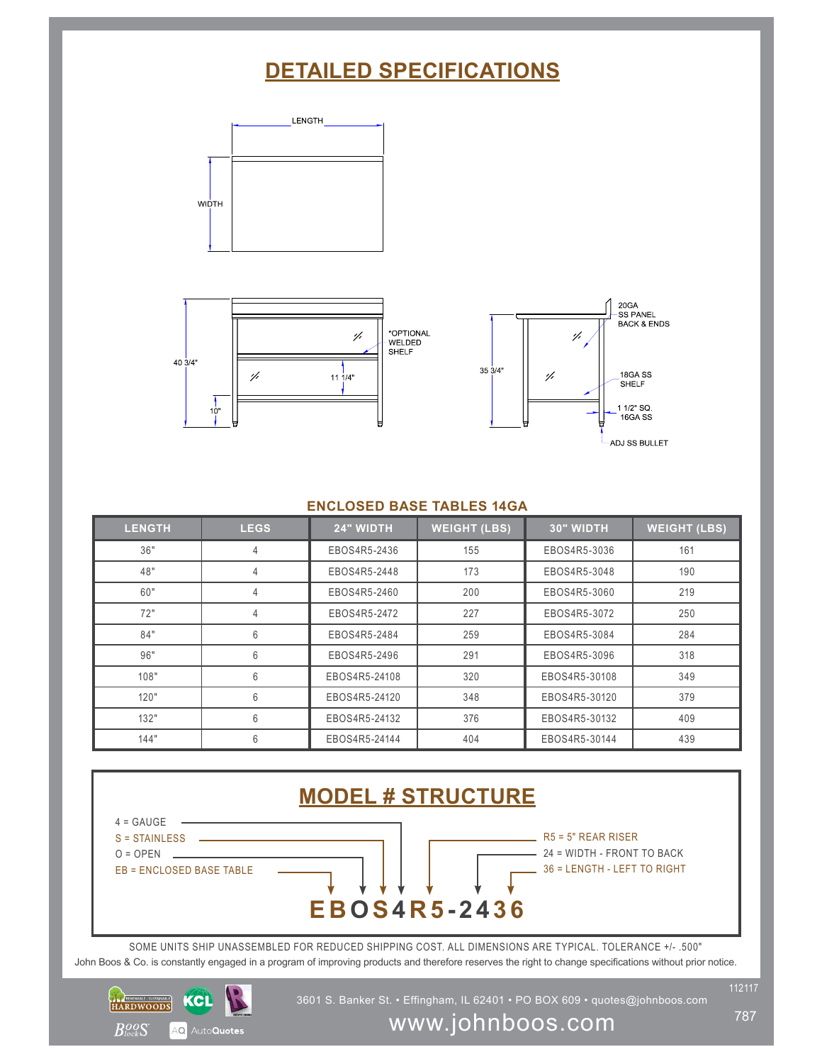# DETAILED SPECIFICATIONS

LENGTH

WIDTH

40 3/4"

10"

11 1/4"

*OPTIONAL WELDED SHELF

35 3/4"

20GA SS PANEL BACK & ENDS

18GA SS SHELF

1 1/2" SQ. 16GA SS

ADJ SS BULLET

## ENCLOSED BASE TABLES 14GA

| LENGTH | LEGS | 24" WIDTH | WEIGHT (LBS) | 30" WIDTH | WEIGHT (LBS) |
|---|---|---|---|---|---|
| 36" | 4 | EBOS4R5-2436 | 155 | EBOS4R5-3036 | 161 |
| 48" | 4 | EBOS4R5-2448 | 173 | EBOS4R5-3048 | 190 |
| 60" | 4 | EBOS4R5-2460 | 200 | EBOS4R5-3060 | 219 |
| 72" | 4 | EBOS4R5-2472 | 227 | EBOS4R5-3072 | 250 |
| 84" | 6 | EBOS4R5-2484 | 259 | EBOS4R5-3084 | 284 |
| 96" | 6 | EBOS4R5-2496 | 291 | EBOS4R5-3096 | 318 |
| 108" | 6 | EBOS4R5-24108 | 320 | EBOS4R5-30108 | 349 |
| 120" | 6 | EBOS4R5-24120 | 348 | EBOS4R5-30120 | 379 |
| 132" | 6 | EBOS4R5-24132 | 376 | EBOS4R5-30132 | 409 |
| 144" | 6 | EBOS4R5-24144 | 404 | EBOS4R5-30144 | 439 |

## MODEL # STRUCTURE

- 4 = GAUGE
- S = STAINLESS
- O = OPEN
- EB = ENCLOSED BASE TABLE
- R5 = 5" REAR RISER
- 24 = WIDTH - FRONT TO BACK
- 36 = LENGTH - LEFT TO RIGHT

**EBOS4R5-2436**

SOME UNITS SHIP UNASSEMBLED FOR REDUCED SHIPPING COST. ALL DIMENSIONS ARE TYPICAL. TOLERANCE +/- .500"

John Boos & Co. is constantly engaged in a program of improving products and therefore reserves the right to change specifications without prior notice.

3601 S. Banker St. • Effingham, IL 62401 • PO BOX 609 • quotes@johnboos.com

www.johnboos.com

112117